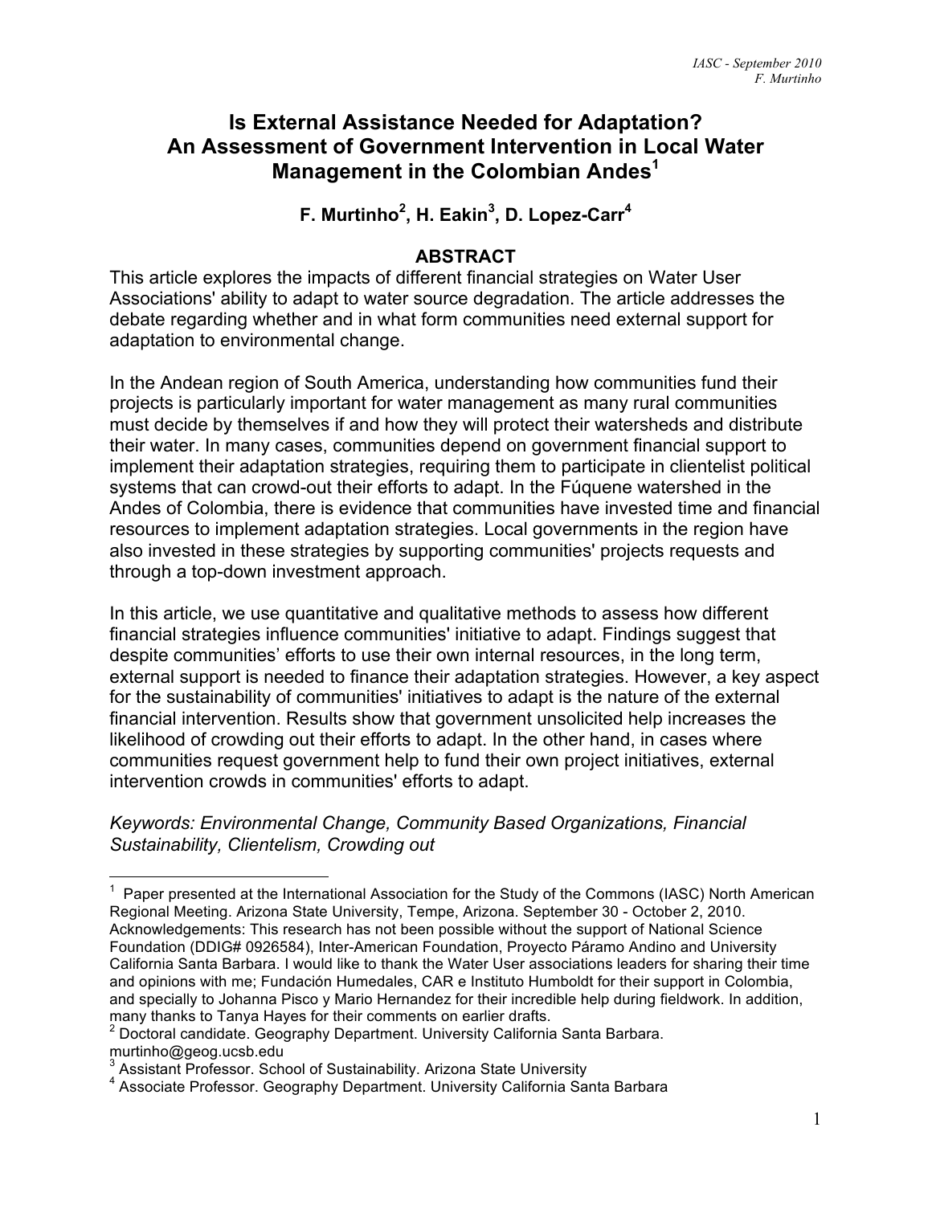# Is External Assistance Needed for Adaptation? An Assessment of Government Intervention in Local Water Management in the Colombian Andes[1]

**F. Murtinho[2], H. Eakin[3], D. Lopez-Carr[4]**

## ABSTRACT

This article explores the impacts of different financial strategies on Water User Associations' ability to adapt to water source degradation. The article addresses the debate regarding whether and in what form communities need external support for adaptation to environmental change.

In the Andean region of South America, understanding how communities fund their projects is particularly important for water management as many rural communities must decide by themselves if and how they will protect their watersheds and distribute their water. In many cases, communities depend on government financial support to implement their adaptation strategies, requiring them to participate in clientelist political systems that can crowd-out their efforts to adapt. In the Fúquene watershed in the Andes of Colombia, there is evidence that communities have invested time and financial resources to implement adaptation strategies. Local governments in the region have also invested in these strategies by supporting communities' projects requests and through a top-down investment approach.

In this article, we use quantitative and qualitative methods to assess how different financial strategies influence communities' initiative to adapt. Findings suggest that despite communities' efforts to use their own internal resources, in the long term, external support is needed to finance their adaptation strategies. However, a key aspect for the sustainability of communities' initiatives to adapt is the nature of the external financial intervention. Results show that government unsolicited help increases the likelihood of crowding out their efforts to adapt. In the other hand, in cases where communities request government help to fund their own project initiatives, external intervention crowds in communities' efforts to adapt.

*Keywords: Environmental Change, Community Based Organizations, Financial Sustainability, Clientelism, Crowding out*

---

[1] Paper presented at the International Association for the Study of the Commons (IASC) North American Regional Meeting. Arizona State University, Tempe, Arizona. September 30 - October 2, 2010. Acknowledgements: This research has not been possible without the support of National Science Foundation (DDIG# 0926584), Inter-American Foundation, Proyecto Páramo Andino and University California Santa Barbara. I would like to thank the Water User associations leaders for sharing their time and opinions with me; Fundación Humedales, CAR e Instituto Humboldt for their support in Colombia, and specially to Johanna Pisco y Mario Hernandez for their incredible help during fieldwork. In addition, many thanks to Tanya Hayes for their comments on earlier drafts.

[2] Doctoral candidate. Geography Department. University California Santa Barbara. murtinho@geog.ucsb.edu

[3] Assistant Professor. School of Sustainability. Arizona State University

[4] Associate Professor. Geography Department. University California Santa Barbara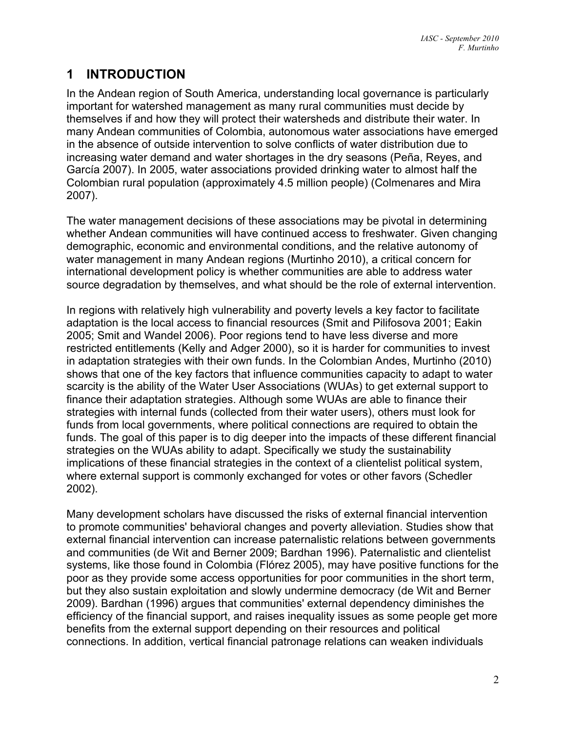# 1 INTRODUCTION

In the Andean region of South America, understanding local governance is particularly important for watershed management as many rural communities must decide by themselves if and how they will protect their watersheds and distribute their water. In many Andean communities of Colombia, autonomous water associations have emerged in the absence of outside intervention to solve conflicts of water distribution due to increasing water demand and water shortages in the dry seasons (Peña, Reyes, and García 2007). In 2005, water associations provided drinking water to almost half the Colombian rural population (approximately 4.5 million people) (Colmenares and Mira 2007).

The water management decisions of these associations may be pivotal in determining whether Andean communities will have continued access to freshwater. Given changing demographic, economic and environmental conditions, and the relative autonomy of water management in many Andean regions (Murtinho 2010), a critical concern for international development policy is whether communities are able to address water source degradation by themselves, and what should be the role of external intervention.

In regions with relatively high vulnerability and poverty levels a key factor to facilitate adaptation is the local access to financial resources (Smit and Pilifosova 2001; Eakin 2005; Smit and Wandel 2006). Poor regions tend to have less diverse and more restricted entitlements (Kelly and Adger 2000), so it is harder for communities to invest in adaptation strategies with their own funds. In the Colombian Andes, Murtinho (2010) shows that one of the key factors that influence communities capacity to adapt to water scarcity is the ability of the Water User Associations (WUAs) to get external support to finance their adaptation strategies. Although some WUAs are able to finance their strategies with internal funds (collected from their water users), others must look for funds from local governments, where political connections are required to obtain the funds. The goal of this paper is to dig deeper into the impacts of these different financial strategies on the WUAs ability to adapt. Specifically we study the sustainability implications of these financial strategies in the context of a clientelist political system, where external support is commonly exchanged for votes or other favors (Schedler 2002).

Many development scholars have discussed the risks of external financial intervention to promote communities' behavioral changes and poverty alleviation. Studies show that external financial intervention can increase paternalistic relations between governments and communities (de Wit and Berner 2009; Bardhan 1996). Paternalistic and clientelist systems, like those found in Colombia (Flórez 2005), may have positive functions for the poor as they provide some access opportunities for poor communities in the short term, but they also sustain exploitation and slowly undermine democracy (de Wit and Berner 2009). Bardhan (1996) argues that communities' external dependency diminishes the efficiency of the financial support, and raises inequality issues as some people get more benefits from the external support depending on their resources and political connections. In addition, vertical financial patronage relations can weaken individuals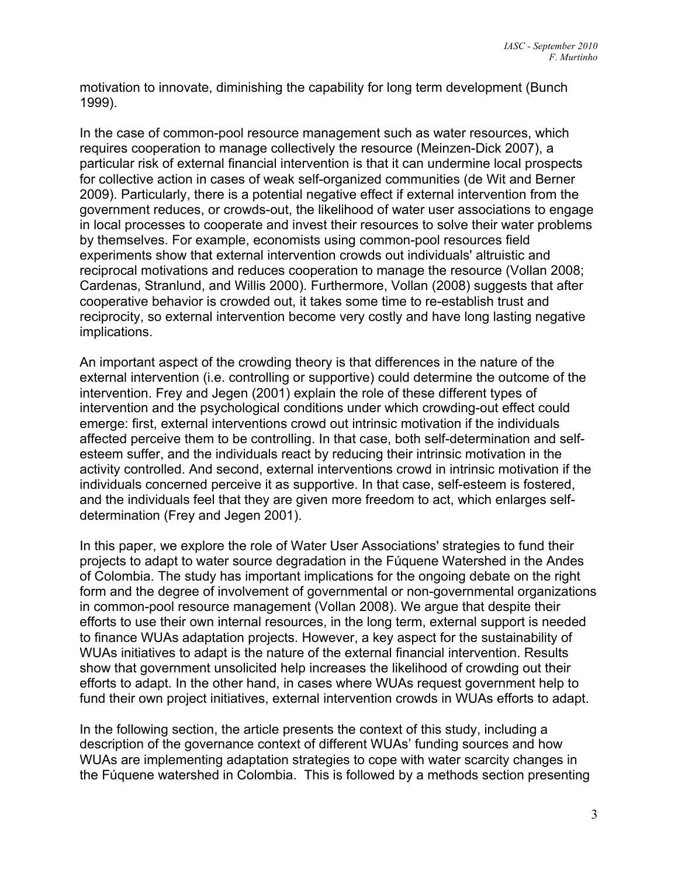motivation to innovate, diminishing the capability for long term development (Bunch 1999).

In the case of common-pool resource management such as water resources, which requires cooperation to manage collectively the resource (Meinzen-Dick 2007), a particular risk of external financial intervention is that it can undermine local prospects for collective action in cases of weak self-organized communities (de Wit and Berner 2009). Particularly, there is a potential negative effect if external intervention from the government reduces, or crowds-out, the likelihood of water user associations to engage in local processes to cooperate and invest their resources to solve their water problems by themselves. For example, economists using common-pool resources field experiments show that external intervention crowds out individuals' altruistic and reciprocal motivations and reduces cooperation to manage the resource (Vollan 2008; Cardenas, Stranlund, and Willis 2000). Furthermore, Vollan (2008) suggests that after cooperative behavior is crowded out, it takes some time to re-establish trust and reciprocity, so external intervention become very costly and have long lasting negative implications.

An important aspect of the crowding theory is that differences in the nature of the external intervention (i.e. controlling or supportive) could determine the outcome of the intervention. Frey and Jegen (2001) explain the role of these different types of intervention and the psychological conditions under which crowding-out effect could emerge: first, external interventions crowd out intrinsic motivation if the individuals affected perceive them to be controlling. In that case, both self-determination and self-esteem suffer, and the individuals react by reducing their intrinsic motivation in the activity controlled. And second, external interventions crowd in intrinsic motivation if the individuals concerned perceive it as supportive. In that case, self-esteem is fostered, and the individuals feel that they are given more freedom to act, which enlarges self-determination (Frey and Jegen 2001).

In this paper, we explore the role of Water User Associations' strategies to fund their projects to adapt to water source degradation in the Fúquene Watershed in the Andes of Colombia. The study has important implications for the ongoing debate on the right form and the degree of involvement of governmental or non-governmental organizations in common-pool resource management (Vollan 2008). We argue that despite their efforts to use their own internal resources, in the long term, external support is needed to finance WUAs adaptation projects. However, a key aspect for the sustainability of WUAs initiatives to adapt is the nature of the external financial intervention. Results show that government unsolicited help increases the likelihood of crowding out their efforts to adapt. In the other hand, in cases where WUAs request government help to fund their own project initiatives, external intervention crowds in WUAs efforts to adapt.

In the following section, the article presents the context of this study, including a description of the governance context of different WUAs' funding sources and how WUAs are implementing adaptation strategies to cope with water scarcity changes in the Fúquene watershed in Colombia. This is followed by a methods section presenting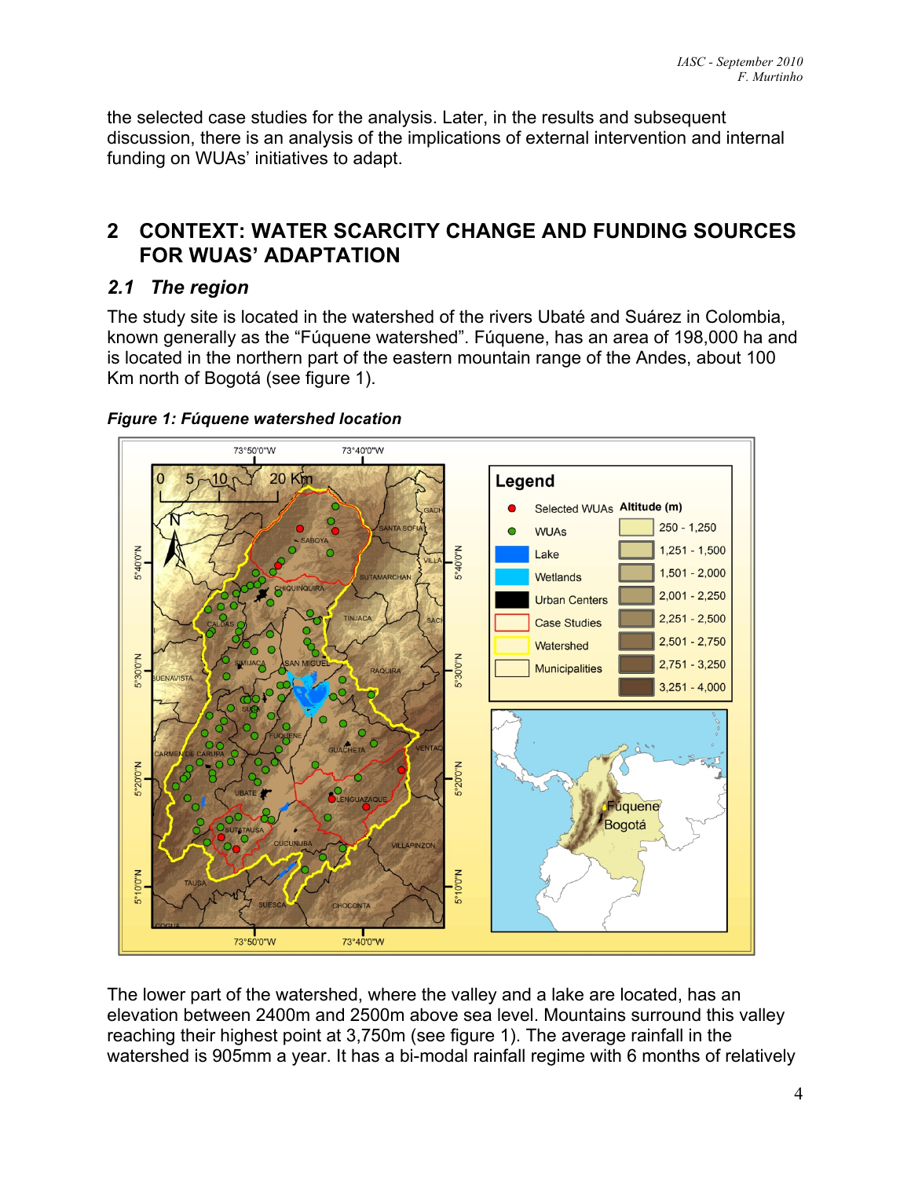the selected case studies for the analysis. Later, in the results and subsequent discussion, there is an analysis of the implications of external intervention and internal funding on WUAs' initiatives to adapt.

# 2 CONTEXT: WATER SCARCITY CHANGE AND FUNDING SOURCES FOR WUAS' ADAPTATION

## *2.1 The region*

The study site is located in the watershed of the rivers Ubaté and Suárez in Colombia, known generally as the "Fúquene watershed". Fúquene, has an area of 198,000 ha and is located in the northern part of the eastern mountain range of the Andes, about 100 Km north of Bogotá (see figure 1).

***Figure 1: Fúquene watershed location***

The lower part of the watershed, where the valley and a lake are located, has an elevation between 2400m and 2500m above sea level. Mountains surround this valley reaching their highest point at 3,750m (see figure 1). The average rainfall in the watershed is 905mm a year. It has a bi-modal rainfall regime with 6 months of relatively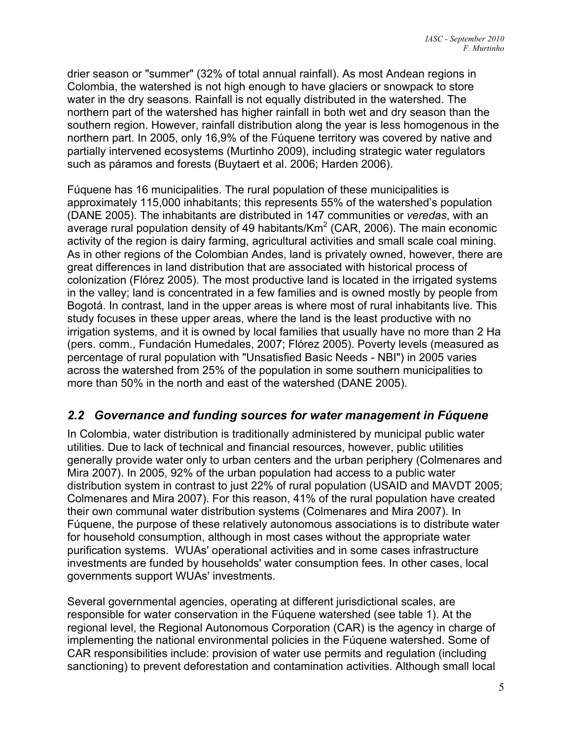drier season or "summer" (32% of total annual rainfall). As most Andean regions in Colombia, the watershed is not high enough to have glaciers or snowpack to store water in the dry seasons. Rainfall is not equally distributed in the watershed. The northern part of the watershed has higher rainfall in both wet and dry season than the southern region. However, rainfall distribution along the year is less homogenous in the northern part. In 2005, only 16,9% of the Fúquene territory was covered by native and partially intervened ecosystems (Murtinho 2009), including strategic water regulators such as páramos and forests (Buytaert et al. 2006; Harden 2006).

Fúquene has 16 municipalities. The rural population of these municipalities is approximately 115,000 inhabitants; this represents 55% of the watershed's population (DANE 2005). The inhabitants are distributed in 147 communities or *veredas*, with an average rural population density of 49 habitants/$Km^2$ (CAR, 2006). The main economic activity of the region is dairy farming, agricultural activities and small scale coal mining. As in other regions of the Colombian Andes, land is privately owned, however, there are great differences in land distribution that are associated with historical process of colonization (Flórez 2005). The most productive land is located in the irrigated systems in the valley; land is concentrated in a few families and is owned mostly by people from Bogotá. In contrast, land in the upper areas is where most of rural inhabitants live. This study focuses in these upper areas, where the land is the least productive with no irrigation systems, and it is owned by local families that usually have no more than 2 Ha (pers. comm., Fundación Humedales, 2007; Flórez 2005). Poverty levels (measured as percentage of rural population with "Unsatisfied Basic Needs - NBI") in 2005 varies across the watershed from 25% of the population in some southern municipalities to more than 50% in the north and east of the watershed (DANE 2005).

## *2.2 Governance and funding sources for water management in Fúquene*

In Colombia, water distribution is traditionally administered by municipal public water utilities. Due to lack of technical and financial resources, however, public utilities generally provide water only to urban centers and the urban periphery (Colmenares and Mira 2007). In 2005, 92% of the urban population had access to a public water distribution system in contrast to just 22% of rural population (USAID and MAVDT 2005; Colmenares and Mira 2007). For this reason, 41% of the rural population have created their own communal water distribution systems (Colmenares and Mira 2007). In Fúquene, the purpose of these relatively autonomous associations is to distribute water for household consumption, although in most cases without the appropriate water purification systems. WUAs' operational activities and in some cases infrastructure investments are funded by households' water consumption fees. In other cases, local governments support WUAs' investments.

Several governmental agencies, operating at different jurisdictional scales, are responsible for water conservation in the Fúquene watershed (see table 1). At the regional level, the Regional Autonomous Corporation (CAR) is the agency in charge of implementing the national environmental policies in the Fúquene watershed. Some of CAR responsibilities include: provision of water use permits and regulation (including sanctioning) to prevent deforestation and contamination activities. Although small local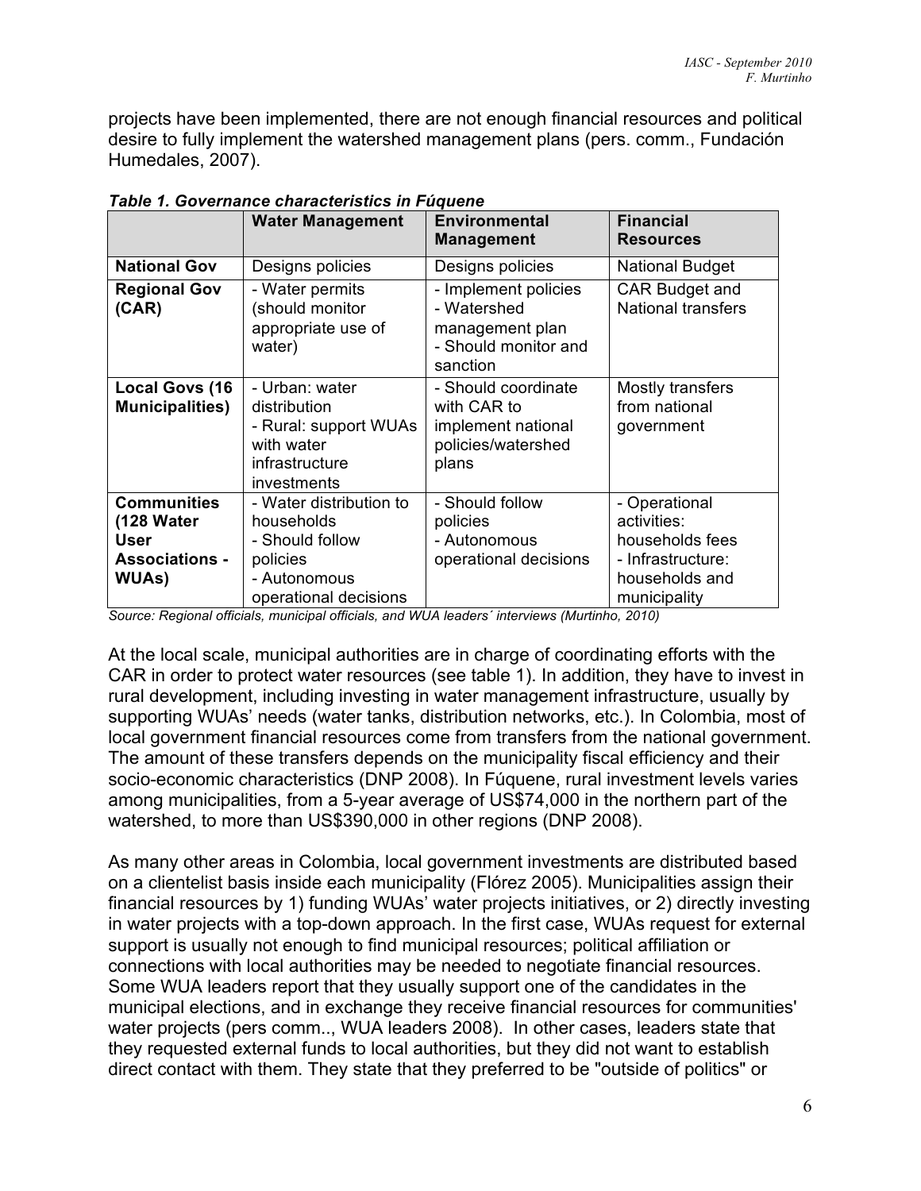projects have been implemented, there are not enough financial resources and political desire to fully implement the watershed management plans (pers. comm., Fundación Humedales, 2007).

***Table 1. Governance characteristics in Fúquene***

| | **Water Management** | **Environmental Management** | **Financial Resources** |
|---|---|---|---|
| **National Gov** | Designs policies | Designs policies | National Budget |
| **Regional Gov (CAR)** | - Water permits (should monitor appropriate use of water) | - Implement policies<br>- Watershed management plan<br>- Should monitor and sanction | CAR Budget and National transfers |
| **Local Govs (16 Municipalities)** | - Urban: water distribution<br>- Rural: support WUAs with water infrastructure investments | - Should coordinate with CAR to implement national policies/watershed plans | Mostly transfers from national government |
| **Communities (128 Water User Associations - WUAs)** | - Water distribution to households<br>- Should follow policies<br>- Autonomous operational decisions | - Should follow policies<br>- Autonomous operational decisions | - Operational activities: households fees<br>- Infrastructure: households and municipality |

*Source: Regional officials, municipal officials, and WUA leaders´ interviews (Murtinho, 2010)*

At the local scale, municipal authorities are in charge of coordinating efforts with the CAR in order to protect water resources (see table 1). In addition, they have to invest in rural development, including investing in water management infrastructure, usually by supporting WUAs' needs (water tanks, distribution networks, etc.). In Colombia, most of local government financial resources come from transfers from the national government. The amount of these transfers depends on the municipality fiscal efficiency and their socio-economic characteristics (DNP 2008). In Fúquene, rural investment levels varies among municipalities, from a 5-year average of US$74,000 in the northern part of the watershed, to more than US$390,000 in other regions (DNP 2008).

As many other areas in Colombia, local government investments are distributed based on a clientelist basis inside each municipality (Flórez 2005). Municipalities assign their financial resources by 1) funding WUAs' water projects initiatives, or 2) directly investing in water projects with a top-down approach. In the first case, WUAs request for external support is usually not enough to find municipal resources; political affiliation or connections with local authorities may be needed to negotiate financial resources. Some WUA leaders report that they usually support one of the candidates in the municipal elections, and in exchange they receive financial resources for communities' water projects (pers comm.., WUA leaders 2008). In other cases, leaders state that they requested external funds to local authorities, but they did not want to establish direct contact with them. They state that they preferred to be "outside of politics" or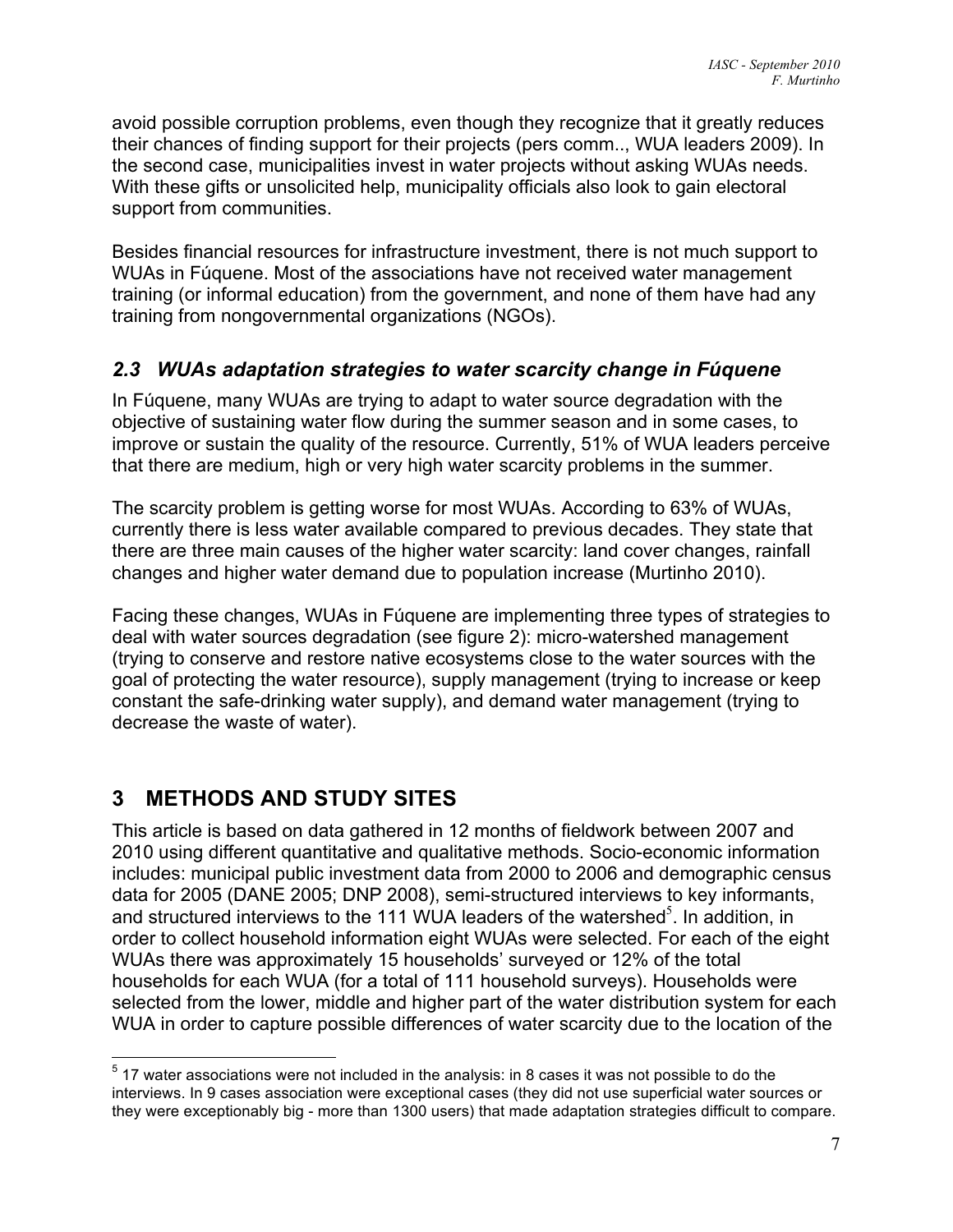avoid possible corruption problems, even though they recognize that it greatly reduces their chances of finding support for their projects (pers comm.., WUA leaders 2009). In the second case, municipalities invest in water projects without asking WUAs needs. With these gifts or unsolicited help, municipality officials also look to gain electoral support from communities.

Besides financial resources for infrastructure investment, there is not much support to WUAs in Fúquene. Most of the associations have not received water management training (or informal education) from the government, and none of them have had any training from nongovernmental organizations (NGOs).

### *2.3 WUAs adaptation strategies to water scarcity change in Fúquene*

In Fúquene, many WUAs are trying to adapt to water source degradation with the objective of sustaining water flow during the summer season and in some cases, to improve or sustain the quality of the resource. Currently, 51% of WUA leaders perceive that there are medium, high or very high water scarcity problems in the summer.

The scarcity problem is getting worse for most WUAs. According to 63% of WUAs, currently there is less water available compared to previous decades. They state that there are three main causes of the higher water scarcity: land cover changes, rainfall changes and higher water demand due to population increase (Murtinho 2010).

Facing these changes, WUAs in Fúquene are implementing three types of strategies to deal with water sources degradation (see figure 2): micro-watershed management (trying to conserve and restore native ecosystems close to the water sources with the goal of protecting the water resource), supply management (trying to increase or keep constant the safe-drinking water supply), and demand water management (trying to decrease the waste of water).

## 3 METHODS AND STUDY SITES

This article is based on data gathered in 12 months of fieldwork between 2007 and 2010 using different quantitative and qualitative methods. Socio-economic information includes: municipal public investment data from 2000 to 2006 and demographic census data for 2005 (DANE 2005; DNP 2008), semi-structured interviews to key informants, and structured interviews to the 111 WUA leaders of the watershed[5]. In addition, in order to collect household information eight WUAs were selected. For each of the eight WUAs there was approximately 15 households' surveyed or 12% of the total households for each WUA (for a total of 111 household surveys). Households were selected from the lower, middle and higher part of the water distribution system for each WUA in order to capture possible differences of water scarcity due to the location of the

[5] 17 water associations were not included in the analysis: in 8 cases it was not possible to do the interviews. In 9 cases association were exceptional cases (they did not use superficial water sources or they were exceptionably big - more than 1300 users) that made adaptation strategies difficult to compare.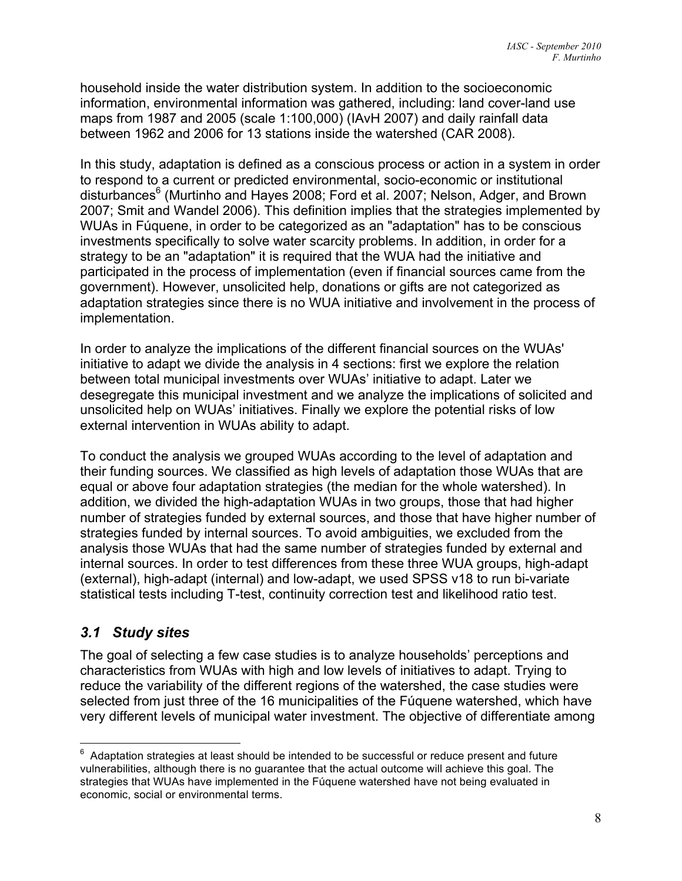household inside the water distribution system. In addition to the socioeconomic information, environmental information was gathered, including: land cover-land use maps from 1987 and 2005 (scale 1:100,000) (IAvH 2007) and daily rainfall data between 1962 and 2006 for 13 stations inside the watershed (CAR 2008).

In this study, adaptation is defined as a conscious process or action in a system in order to respond to a current or predicted environmental, socio-economic or institutional disturbances[6] (Murtinho and Hayes 2008; Ford et al. 2007; Nelson, Adger, and Brown 2007; Smit and Wandel 2006). This definition implies that the strategies implemented by WUAs in Fúquene, in order to be categorized as an "adaptation" has to be conscious investments specifically to solve water scarcity problems. In addition, in order for a strategy to be an "adaptation" it is required that the WUA had the initiative and participated in the process of implementation (even if financial sources came from the government). However, unsolicited help, donations or gifts are not categorized as adaptation strategies since there is no WUA initiative and involvement in the process of implementation.

In order to analyze the implications of the different financial sources on the WUAs' initiative to adapt we divide the analysis in 4 sections: first we explore the relation between total municipal investments over WUAs' initiative to adapt. Later we desegregate this municipal investment and we analyze the implications of solicited and unsolicited help on WUAs' initiatives. Finally we explore the potential risks of low external intervention in WUAs ability to adapt.

To conduct the analysis we grouped WUAs according to the level of adaptation and their funding sources. We classified as high levels of adaptation those WUAs that are equal or above four adaptation strategies (the median for the whole watershed). In addition, we divided the high-adaptation WUAs in two groups, those that had higher number of strategies funded by external sources, and those that have higher number of strategies funded by internal sources. To avoid ambiguities, we excluded from the analysis those WUAs that had the same number of strategies funded by external and internal sources. In order to test differences from these three WUA groups, high-adapt (external), high-adapt (internal) and low-adapt, we used SPSS v18 to run bi-variate statistical tests including T-test, continuity correction test and likelihood ratio test.

## *3.1 Study sites*

The goal of selecting a few case studies is to analyze households' perceptions and characteristics from WUAs with high and low levels of initiatives to adapt. Trying to reduce the variability of the different regions of the watershed, the case studies were selected from just three of the 16 municipalities of the Fúquene watershed, which have very different levels of municipal water investment. The objective of differentiate among

---

[6] Adaptation strategies at least should be intended to be successful or reduce present and future vulnerabilities, although there is no guarantee that the actual outcome will achieve this goal. The strategies that WUAs have implemented in the Fúquene watershed have not being evaluated in economic, social or environmental terms.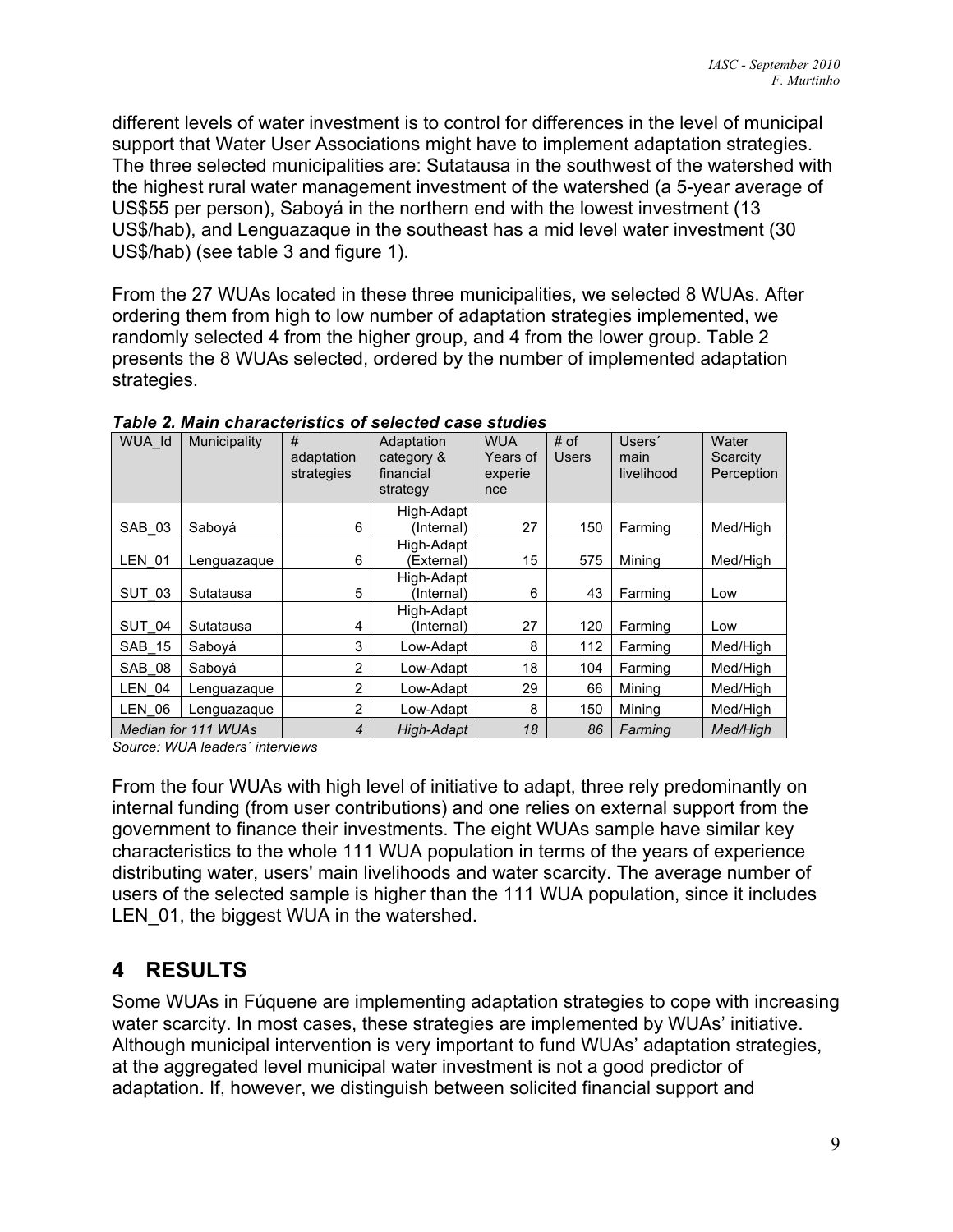different levels of water investment is to control for differences in the level of municipal support that Water User Associations might have to implement adaptation strategies. The three selected municipalities are: Sutatausa in the southwest of the watershed with the highest rural water management investment of the watershed (a 5-year average of US$55 per person), Saboyá in the northern end with the lowest investment (13 US$/hab), and Lenguazaque in the southeast has a mid level water investment (30 US$/hab) (see table 3 and figure 1).

From the 27 WUAs located in these three municipalities, we selected 8 WUAs. After ordering them from high to low number of adaptation strategies implemented, we randomly selected 4 from the higher group, and 4 from the lower group. Table 2 presents the 8 WUAs selected, ordered by the number of implemented adaptation strategies.

***Table 2. Main characteristics of selected case studies***

| WUA_Id | Municipality | # adaptation strategies | Adaptation category & financial strategy | WUA Years of experience | # of Users | Users´ main livelihood | Water Scarcity Perception |
|---|---|---|---|---|---|---|---|
| SAB_03 | Saboyá | 6 | High-Adapt (Internal) | 27 | 150 | Farming | Med/High |
| LEN_01 | Lenguazaque | 6 | High-Adapt (External) | 15 | 575 | Mining | Med/High |
| SUT_03 | Sutatausa | 5 | High-Adapt (Internal) | 6 | 43 | Farming | Low |
| SUT_04 | Sutatausa | 4 | High-Adapt (Internal) | 27 | 120 | Farming | Low |
| SAB_15 | Saboyá | 3 | Low-Adapt | 8 | 112 | Farming | Med/High |
| SAB_08 | Saboyá | 2 | Low-Adapt | 18 | 104 | Farming | Med/High |
| LEN_04 | Lenguazaque | 2 | Low-Adapt | 29 | 66 | Mining | Med/High |
| LEN_06 | Lenguazaque | 2 | Low-Adapt | 8 | 150 | Mining | Med/High |
| *Median for 111 WUAs* | | *4* | *High-Adapt* | *18* | *86* | *Farming* | *Med/High* |

*Source: WUA leaders´ interviews*

From the four WUAs with high level of initiative to adapt, three rely predominantly on internal funding (from user contributions) and one relies on external support from the government to finance their investments. The eight WUAs sample have similar key characteristics to the whole 111 WUA population in terms of the years of experience distributing water, users' main livelihoods and water scarcity. The average number of users of the selected sample is higher than the 111 WUA population, since it includes LEN_01, the biggest WUA in the watershed.

# 4 RESULTS

Some WUAs in Fúquene are implementing adaptation strategies to cope with increasing water scarcity. In most cases, these strategies are implemented by WUAs' initiative. Although municipal intervention is very important to fund WUAs' adaptation strategies, at the aggregated level municipal water investment is not a good predictor of adaptation. If, however, we distinguish between solicited financial support and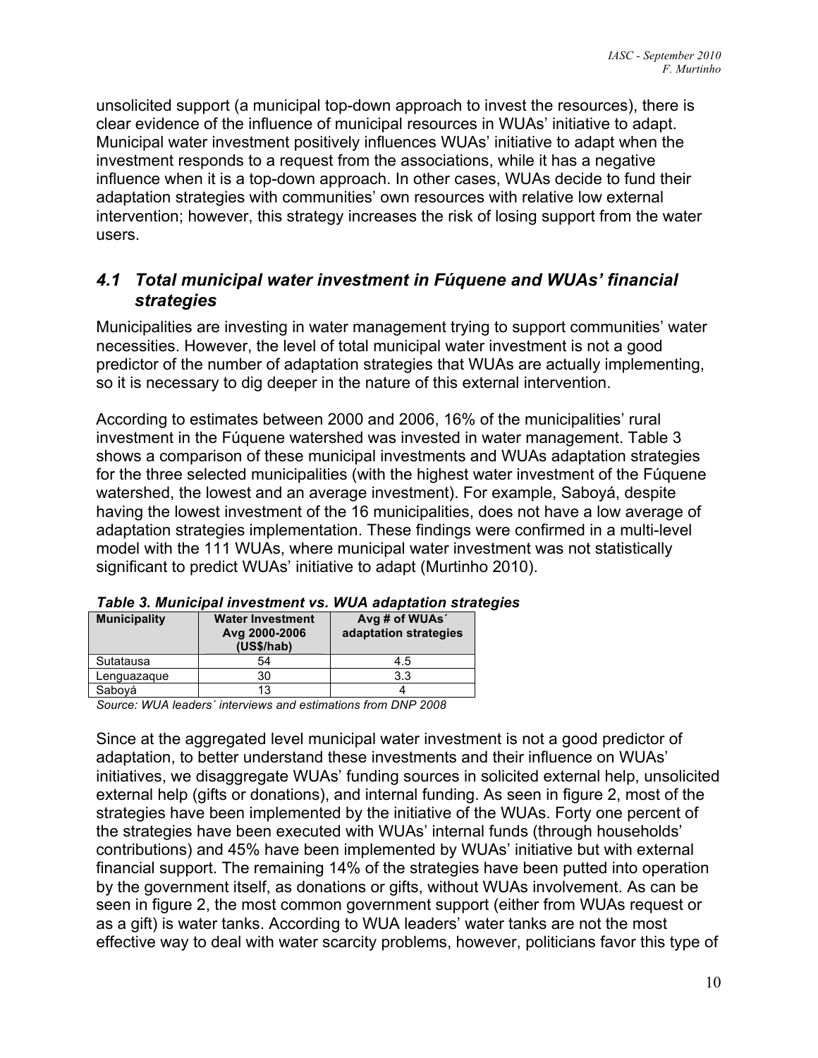unsolicited support (a municipal top-down approach to invest the resources), there is clear evidence of the influence of municipal resources in WUAs' initiative to adapt. Municipal water investment positively influences WUAs' initiative to adapt when the investment responds to a request from the associations, while it has a negative influence when it is a top-down approach. In other cases, WUAs decide to fund their adaptation strategies with communities' own resources with relative low external intervention; however, this strategy increases the risk of losing support from the water users.

## *4.1 Total municipal water investment in Fúquene and WUAs' financial strategies*

Municipalities are investing in water management trying to support communities' water necessities. However, the level of total municipal water investment is not a good predictor of the number of adaptation strategies that WUAs are actually implementing, so it is necessary to dig deeper in the nature of this external intervention.

According to estimates between 2000 and 2006, 16% of the municipalities' rural investment in the Fúquene watershed was invested in water management. Table 3 shows a comparison of these municipal investments and WUAs adaptation strategies for the three selected municipalities (with the highest water investment of the Fúquene watershed, the lowest and an average investment). For example, Saboyá, despite having the lowest investment of the 16 municipalities, does not have a low average of adaptation strategies implementation. These findings were confirmed in a multi-level model with the 111 WUAs, where municipal water investment was not statistically significant to predict WUAs' initiative to adapt (Murtinho 2010).

***Table 3. Municipal investment vs. WUA adaptation strategies***

| Municipality | Water Investment Avg 2000-2006 (US$/hab) | Avg # of WUAs´ adaptation strategies |
|---|---|---|
| Sutatausa | 54 | 4.5 |
| Lenguazaque | 30 | 3.3 |
| Saboyá | 13 | 4 |

*Source: WUA leaders´ interviews and estimations from DNP 2008*

Since at the aggregated level municipal water investment is not a good predictor of adaptation, to better understand these investments and their influence on WUAs' initiatives, we disaggregate WUAs' funding sources in solicited external help, unsolicited external help (gifts or donations), and internal funding. As seen in figure 2, most of the strategies have been implemented by the initiative of the WUAs. Forty one percent of the strategies have been executed with WUAs' internal funds (through households' contributions) and 45% have been implemented by WUAs' initiative but with external financial support. The remaining 14% of the strategies have been putted into operation by the government itself, as donations or gifts, without WUAs involvement. As can be seen in figure 2, the most common government support (either from WUAs request or as a gift) is water tanks. According to WUA leaders' water tanks are not the most effective way to deal with water scarcity problems, however, politicians favor this type of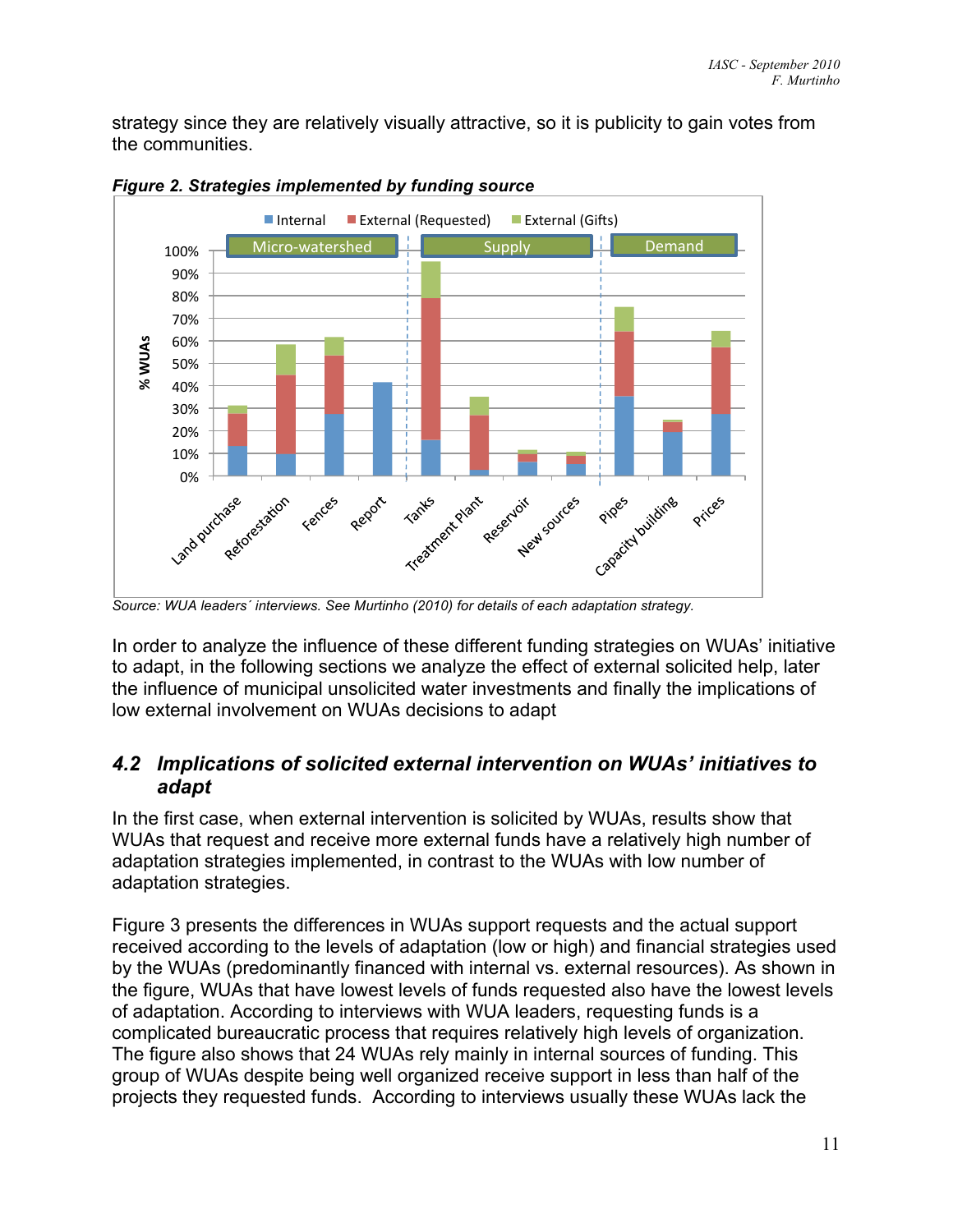strategy since they are relatively visually attractive, so it is publicity to gain votes from the communities.

***Figure 2. Strategies implemented by funding source***

*Source: WUA leaders´ interviews. See Murtinho (2010) for details of each adaptation strategy.*

In order to analyze the influence of these different funding strategies on WUAs' initiative to adapt, in the following sections we analyze the effect of external solicited help, later the influence of municipal unsolicited water investments and finally the implications of low external involvement on WUAs decisions to adapt

## 4.2 Implications of solicited external intervention on WUAs' initiatives to adapt

In the first case, when external intervention is solicited by WUAs, results show that WUAs that request and receive more external funds have a relatively high number of adaptation strategies implemented, in contrast to the WUAs with low number of adaptation strategies.

Figure 3 presents the differences in WUAs support requests and the actual support received according to the levels of adaptation (low or high) and financial strategies used by the WUAs (predominantly financed with internal vs. external resources). As shown in the figure, WUAs that have lowest levels of funds requested also have the lowest levels of adaptation. According to interviews with WUA leaders, requesting funds is a complicated bureaucratic process that requires relatively high levels of organization. The figure also shows that 24 WUAs rely mainly in internal sources of funding. This group of WUAs despite being well organized receive support in less than half of the projects they requested funds. According to interviews usually these WUAs lack the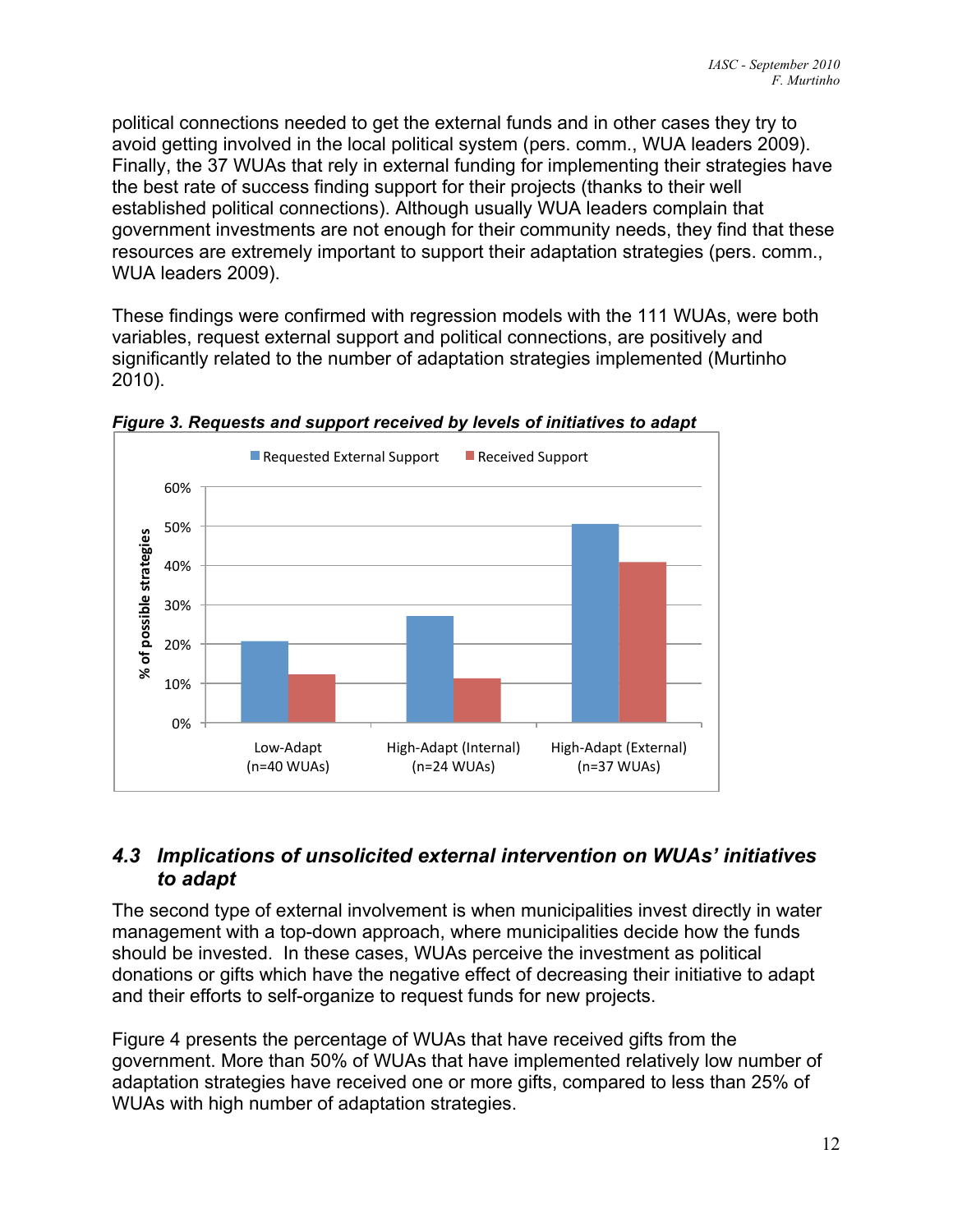political connections needed to get the external funds and in other cases they try to avoid getting involved in the local political system (pers. comm., WUA leaders 2009). Finally, the 37 WUAs that rely in external funding for implementing their strategies have the best rate of success finding support for their projects (thanks to their well established political connections). Although usually WUA leaders complain that government investments are not enough for their community needs, they find that these resources are extremely important to support their adaptation strategies (pers. comm., WUA leaders 2009).

These findings were confirmed with regression models with the 111 WUAs, were both variables, request external support and political connections, are positively and significantly related to the number of adaptation strategies implemented (Murtinho 2010).

***Figure 3. Requests and support received by levels of initiatives to adapt***

## 4.3 *Implications of unsolicited external intervention on WUAs' initiatives to adapt*

The second type of external involvement is when municipalities invest directly in water management with a top-down approach, where municipalities decide how the funds should be invested. In these cases, WUAs perceive the investment as political donations or gifts which have the negative effect of decreasing their initiative to adapt and their efforts to self-organize to request funds for new projects.

Figure 4 presents the percentage of WUAs that have received gifts from the government. More than 50% of WUAs that have implemented relatively low number of adaptation strategies have received one or more gifts, compared to less than 25% of WUAs with high number of adaptation strategies.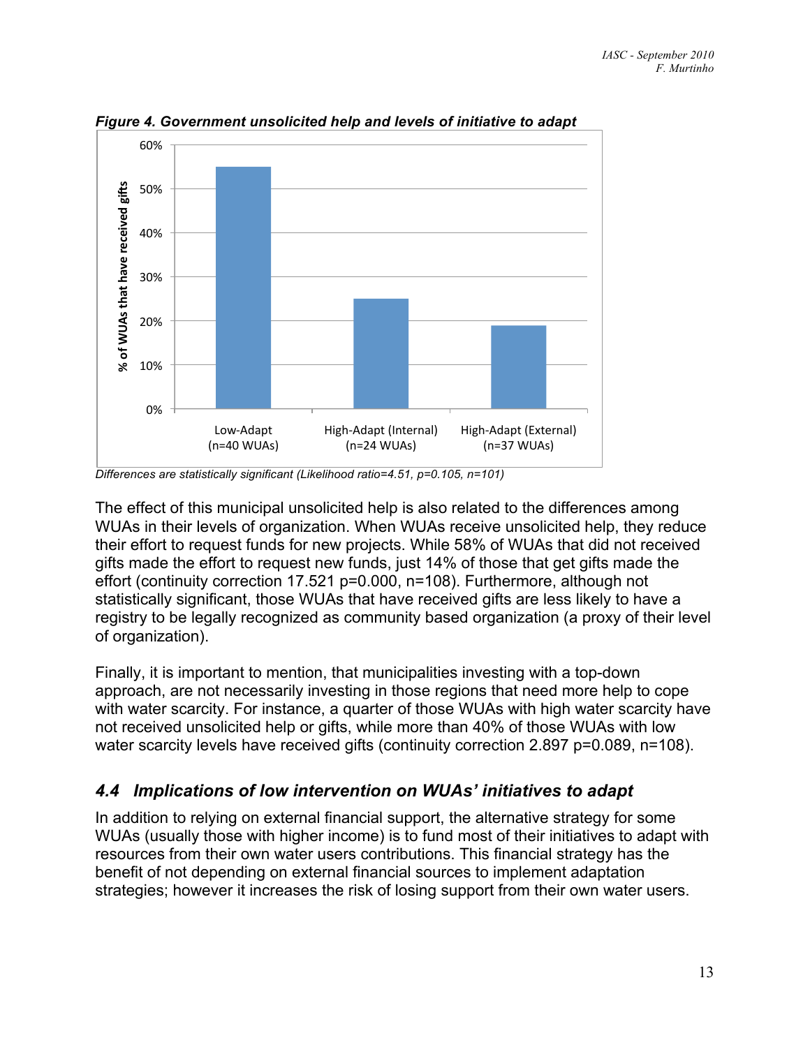***Figure 4. Government unsolicited help and levels of initiative to adapt***

*Differences are statistically significant (Likelihood ratio=4.51, p=0.105, n=101)*

The effect of this municipal unsolicited help is also related to the differences among WUAs in their levels of organization. When WUAs receive unsolicited help, they reduce their effort to request funds for new projects. While 58% of WUAs that did not received gifts made the effort to request new funds, just 14% of those that get gifts made the effort (continuity correction 17.521 p=0.000, n=108). Furthermore, although not statistically significant, those WUAs that have received gifts are less likely to have a registry to be legally recognized as community based organization (a proxy of their level of organization).

Finally, it is important to mention, that municipalities investing with a top-down approach, are not necessarily investing in those regions that need more help to cope with water scarcity. For instance, a quarter of those WUAs with high water scarcity have not received unsolicited help or gifts, while more than 40% of those WUAs with low water scarcity levels have received gifts (continuity correction 2.897 p=0.089, n=108).

## *4.4 Implications of low intervention on WUAs' initiatives to adapt*

In addition to relying on external financial support, the alternative strategy for some WUAs (usually those with higher income) is to fund most of their initiatives to adapt with resources from their own water users contributions. This financial strategy has the benefit of not depending on external financial sources to implement adaptation strategies; however it increases the risk of losing support from their own water users.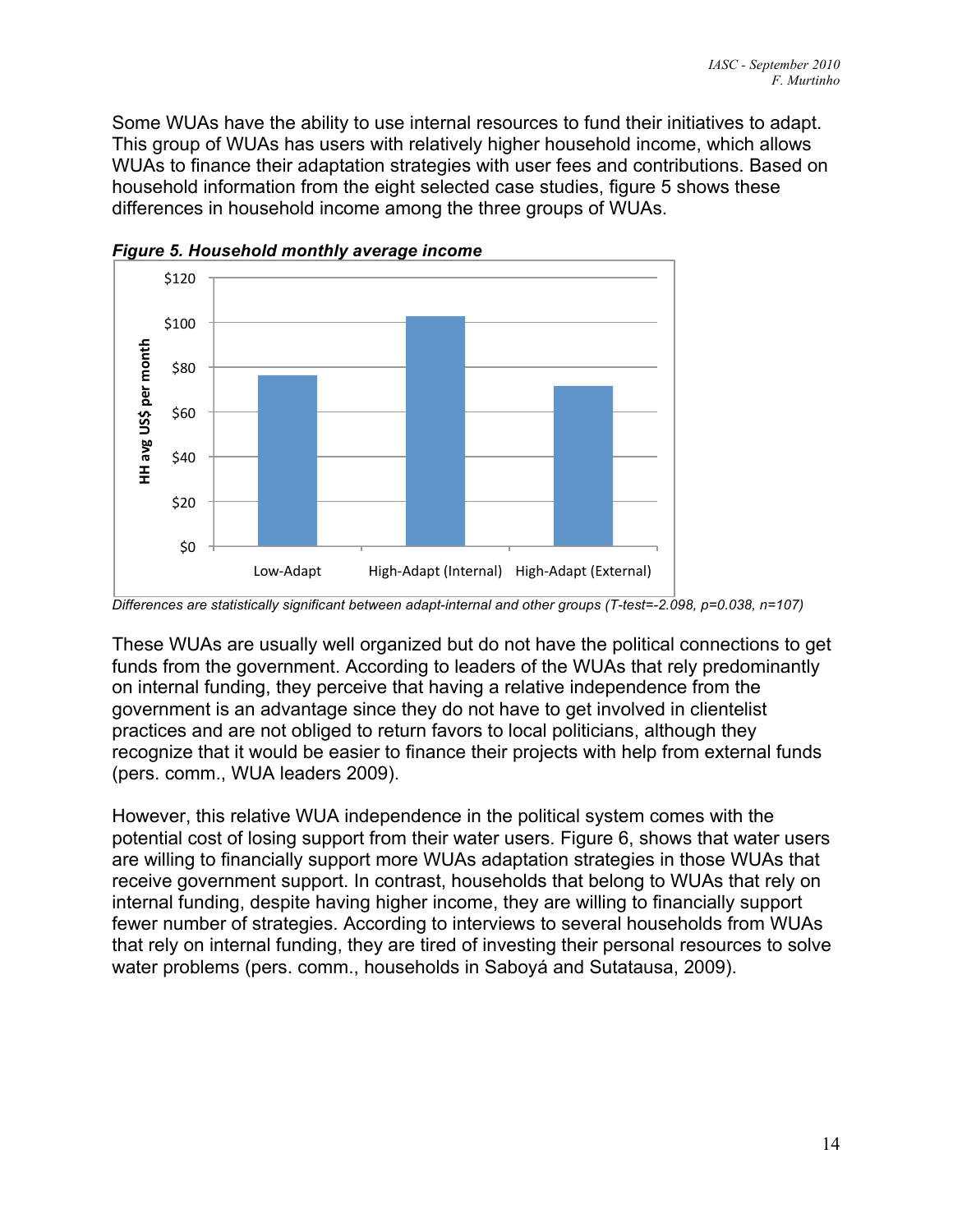Some WUAs have the ability to use internal resources to fund their initiatives to adapt. This group of WUAs has users with relatively higher household income, which allows WUAs to finance their adaptation strategies with user fees and contributions. Based on household information from the eight selected case studies, figure 5 shows these differences in household income among the three groups of WUAs.

***Figure 5. Household monthly average income***

*Differences are statistically significant between adapt-internal and other groups (T-test=-2.098, p=0.038, n=107)*

These WUAs are usually well organized but do not have the political connections to get funds from the government. According to leaders of the WUAs that rely predominantly on internal funding, they perceive that having a relative independence from the government is an advantage since they do not have to get involved in clientelist practices and are not obliged to return favors to local politicians, although they recognize that it would be easier to finance their projects with help from external funds (pers. comm., WUA leaders 2009).

However, this relative WUA independence in the political system comes with the potential cost of losing support from their water users. Figure 6, shows that water users are willing to financially support more WUAs adaptation strategies in those WUAs that receive government support. In contrast, households that belong to WUAs that rely on internal funding, despite having higher income, they are willing to financially support fewer number of strategies. According to interviews to several households from WUAs that rely on internal funding, they are tired of investing their personal resources to solve water problems (pers. comm., households in Saboyá and Sutatausa, 2009).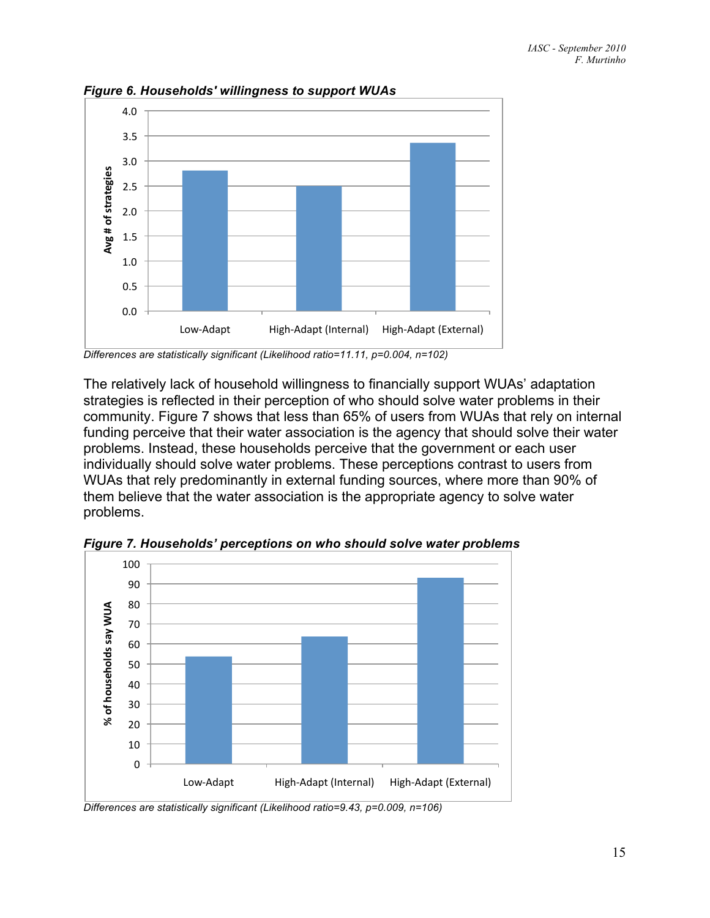***Figure 6. Households' willingness to support WUAs***

*Differences are statistically significant (Likelihood ratio=11.11, p=0.004, n=102)*

The relatively lack of household willingness to financially support WUAs' adaptation strategies is reflected in their perception of who should solve water problems in their community. Figure 7 shows that less than 65% of users from WUAs that rely on internal funding perceive that their water association is the agency that should solve their water problems. Instead, these households perceive that the government or each user individually should solve water problems. These perceptions contrast to users from WUAs that rely predominantly in external funding sources, where more than 90% of them believe that the water association is the appropriate agency to solve water problems.

***Figure 7. Households' perceptions on who should solve water problems***

*Differences are statistically significant (Likelihood ratio=9.43, p=0.009, n=106)*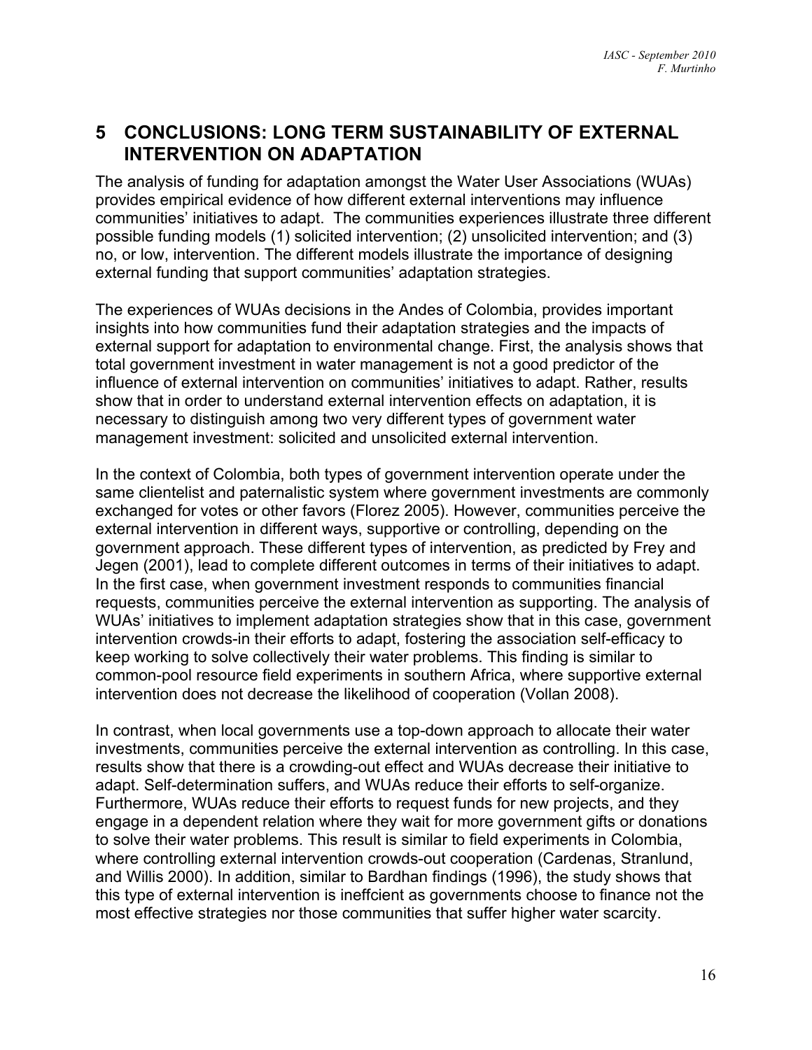## 5 CONCLUSIONS: LONG TERM SUSTAINABILITY OF EXTERNAL INTERVENTION ON ADAPTATION

The analysis of funding for adaptation amongst the Water User Associations (WUAs) provides empirical evidence of how different external interventions may influence communities' initiatives to adapt. The communities experiences illustrate three different possible funding models (1) solicited intervention; (2) unsolicited intervention; and (3) no, or low, intervention. The different models illustrate the importance of designing external funding that support communities' adaptation strategies.

The experiences of WUAs decisions in the Andes of Colombia, provides important insights into how communities fund their adaptation strategies and the impacts of external support for adaptation to environmental change. First, the analysis shows that total government investment in water management is not a good predictor of the influence of external intervention on communities' initiatives to adapt. Rather, results show that in order to understand external intervention effects on adaptation, it is necessary to distinguish among two very different types of government water management investment: solicited and unsolicited external intervention.

In the context of Colombia, both types of government intervention operate under the same clientelist and paternalistic system where government investments are commonly exchanged for votes or other favors (Florez 2005). However, communities perceive the external intervention in different ways, supportive or controlling, depending on the government approach. These different types of intervention, as predicted by Frey and Jegen (2001), lead to complete different outcomes in terms of their initiatives to adapt. In the first case, when government investment responds to communities financial requests, communities perceive the external intervention as supporting. The analysis of WUAs' initiatives to implement adaptation strategies show that in this case, government intervention crowds-in their efforts to adapt, fostering the association self-efficacy to keep working to solve collectively their water problems. This finding is similar to common-pool resource field experiments in southern Africa, where supportive external intervention does not decrease the likelihood of cooperation (Vollan 2008).

In contrast, when local governments use a top-down approach to allocate their water investments, communities perceive the external intervention as controlling. In this case, results show that there is a crowding-out effect and WUAs decrease their initiative to adapt. Self-determination suffers, and WUAs reduce their efforts to self-organize. Furthermore, WUAs reduce their efforts to request funds for new projects, and they engage in a dependent relation where they wait for more government gifts or donations to solve their water problems. This result is similar to field experiments in Colombia, where controlling external intervention crowds-out cooperation (Cardenas, Stranlund, and Willis 2000). In addition, similar to Bardhan findings (1996), the study shows that this type of external intervention is ineffcient as governments choose to finance not the most effective strategies nor those communities that suffer higher water scarcity.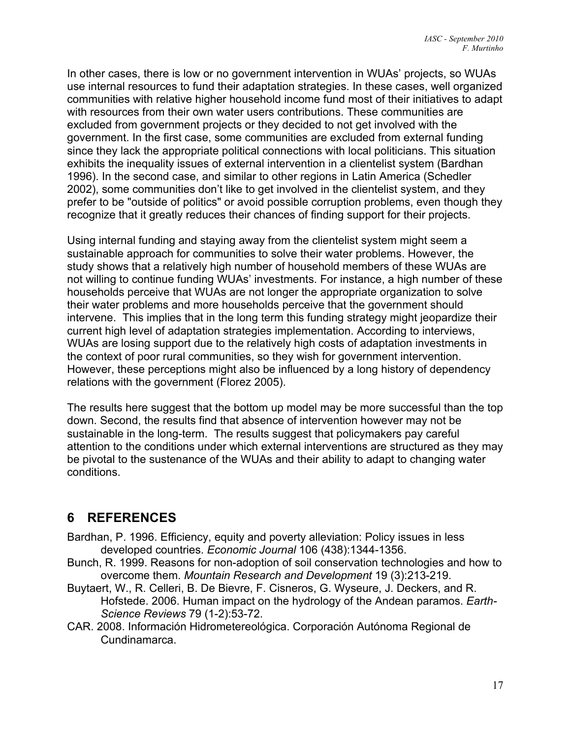In other cases, there is low or no government intervention in WUAs' projects, so WUAs use internal resources to fund their adaptation strategies. In these cases, well organized communities with relative higher household income fund most of their initiatives to adapt with resources from their own water users contributions. These communities are excluded from government projects or they decided to not get involved with the government. In the first case, some communities are excluded from external funding since they lack the appropriate political connections with local politicians. This situation exhibits the inequality issues of external intervention in a clientelist system (Bardhan 1996). In the second case, and similar to other regions in Latin America (Schedler 2002), some communities don't like to get involved in the clientelist system, and they prefer to be "outside of politics" or avoid possible corruption problems, even though they recognize that it greatly reduces their chances of finding support for their projects.

Using internal funding and staying away from the clientelist system might seem a sustainable approach for communities to solve their water problems. However, the study shows that a relatively high number of household members of these WUAs are not willing to continue funding WUAs' investments. For instance, a high number of these households perceive that WUAs are not longer the appropriate organization to solve their water problems and more households perceive that the government should intervene. This implies that in the long term this funding strategy might jeopardize their current high level of adaptation strategies implementation. According to interviews, WUAs are losing support due to the relatively high costs of adaptation investments in the context of poor rural communities, so they wish for government intervention. However, these perceptions might also be influenced by a long history of dependency relations with the government (Florez 2005).

The results here suggest that the bottom up model may be more successful than the top down. Second, the results find that absence of intervention however may not be sustainable in the long-term. The results suggest that policymakers pay careful attention to the conditions under which external interventions are structured as they may be pivotal to the sustenance of the WUAs and their ability to adapt to changing water conditions.

## 6 REFERENCES

Bardhan, P. 1996. Efficiency, equity and poverty alleviation: Policy issues in less developed countries. *Economic Journal* 106 (438):1344-1356.

Bunch, R. 1999. Reasons for non-adoption of soil conservation technologies and how to overcome them. *Mountain Research and Development* 19 (3):213-219.

Buytaert, W., R. Celleri, B. De Bievre, F. Cisneros, G. Wyseure, J. Deckers, and R. Hofstede. 2006. Human impact on the hydrology of the Andean paramos. *Earth-Science Reviews* 79 (1-2):53-72.

CAR. 2008. Información Hidrometereológica. Corporación Autónoma Regional de Cundinamarca.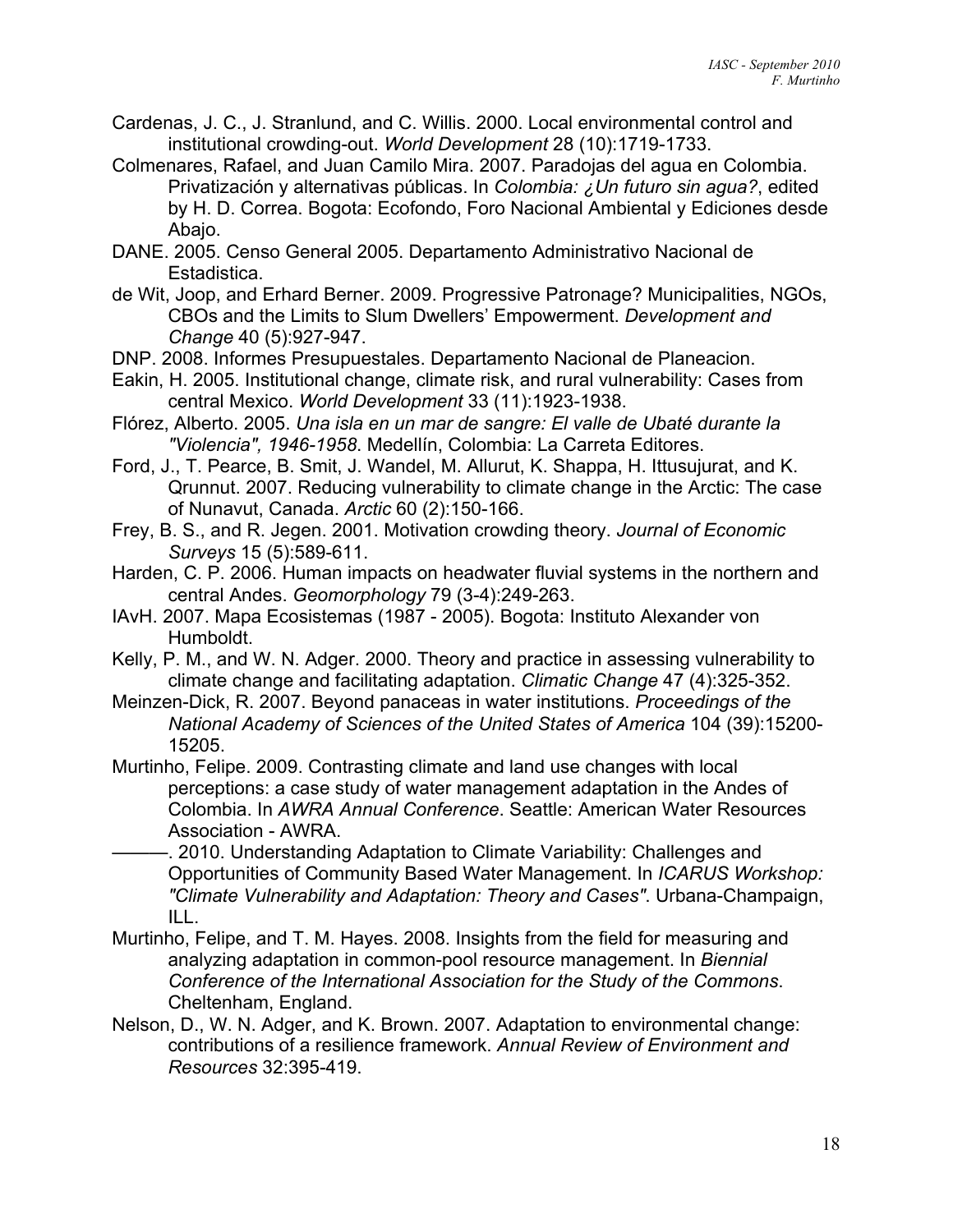Cardenas, J. C., J. Stranlund, and C. Willis. 2000. Local environmental control and institutional crowding-out. *World Development* 28 (10):1719-1733.

Colmenares, Rafael, and Juan Camilo Mira. 2007. Paradojas del agua en Colombia. Privatización y alternativas públicas. In *Colombia: ¿Un futuro sin agua?*, edited by H. D. Correa. Bogota: Ecofondo, Foro Nacional Ambiental y Ediciones desde Abajo.

DANE. 2005. Censo General 2005. Departamento Administrativo Nacional de Estadistica.

de Wit, Joop, and Erhard Berner. 2009. Progressive Patronage? Municipalities, NGOs, CBOs and the Limits to Slum Dwellers' Empowerment. *Development and Change* 40 (5):927-947.

DNP. 2008. Informes Presupuestales. Departamento Nacional de Planeacion.

Eakin, H. 2005. Institutional change, climate risk, and rural vulnerability: Cases from central Mexico. *World Development* 33 (11):1923-1938.

Flórez, Alberto. 2005. *Una isla en un mar de sangre: El valle de Ubaté durante la "Violencia", 1946-1958*. Medellín, Colombia: La Carreta Editores.

Ford, J., T. Pearce, B. Smit, J. Wandel, M. Allurut, K. Shappa, H. Ittusujurat, and K. Qrunnut. 2007. Reducing vulnerability to climate change in the Arctic: The case of Nunavut, Canada. *Arctic* 60 (2):150-166.

Frey, B. S., and R. Jegen. 2001. Motivation crowding theory. *Journal of Economic Surveys* 15 (5):589-611.

Harden, C. P. 2006. Human impacts on headwater fluvial systems in the northern and central Andes. *Geomorphology* 79 (3-4):249-263.

IAvH. 2007. Mapa Ecosistemas (1987 - 2005). Bogota: Instituto Alexander von Humboldt.

Kelly, P. M., and W. N. Adger. 2000. Theory and practice in assessing vulnerability to climate change and facilitating adaptation. *Climatic Change* 47 (4):325-352.

Meinzen-Dick, R. 2007. Beyond panaceas in water institutions. *Proceedings of the National Academy of Sciences of the United States of America* 104 (39):15200-15205.

Murtinho, Felipe. 2009. Contrasting climate and land use changes with local perceptions: a case study of water management adaptation in the Andes of Colombia. In *AWRA Annual Conference*. Seattle: American Water Resources Association - AWRA.

———. 2010. Understanding Adaptation to Climate Variability: Challenges and Opportunities of Community Based Water Management. In *ICARUS Workshop: "Climate Vulnerability and Adaptation: Theory and Cases"*. Urbana-Champaign, ILL.

Murtinho, Felipe, and T. M. Hayes. 2008. Insights from the field for measuring and analyzing adaptation in common-pool resource management. In *Biennial Conference of the International Association for the Study of the Commons*. Cheltenham, England.

Nelson, D., W. N. Adger, and K. Brown. 2007. Adaptation to environmental change: contributions of a resilience framework. *Annual Review of Environment and Resources* 32:395-419.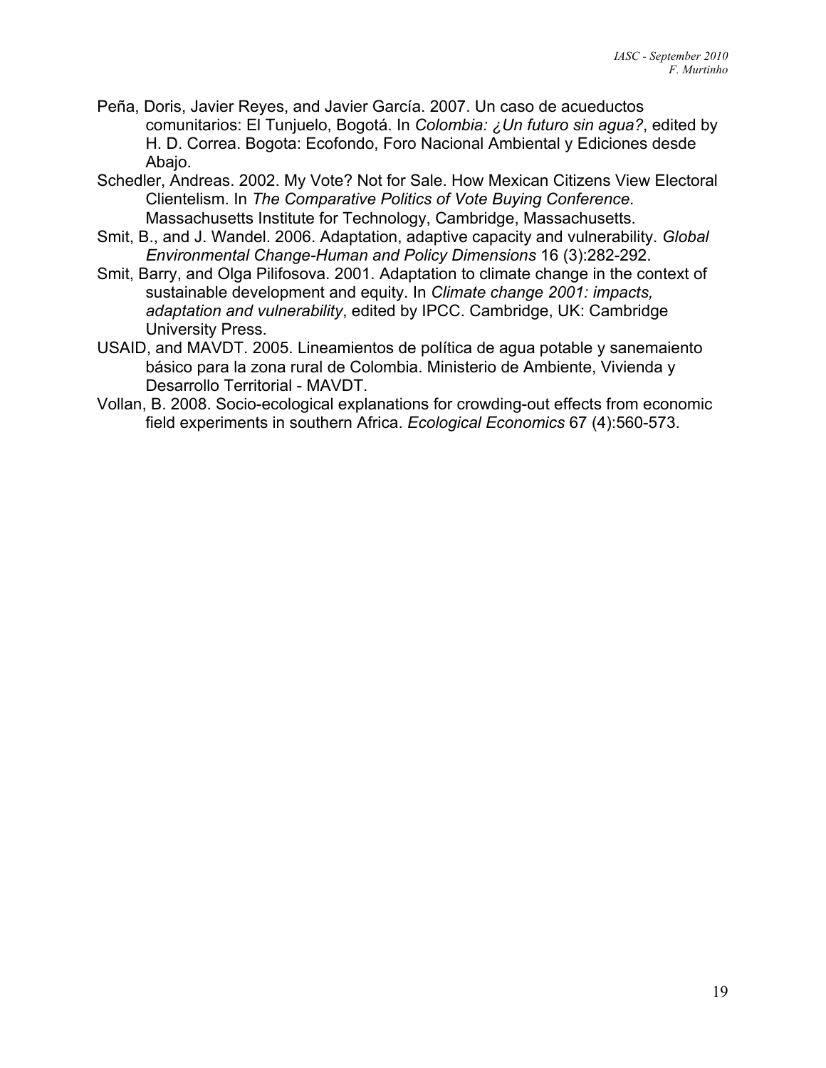Peña, Doris, Javier Reyes, and Javier García. 2007. Un caso de acueductos comunitarios: El Tunjuelo, Bogotá. In *Colombia: ¿Un futuro sin agua?*, edited by H. D. Correa. Bogota: Ecofondo, Foro Nacional Ambiental y Ediciones desde Abajo.

Schedler, Andreas. 2002. My Vote? Not for Sale. How Mexican Citizens View Electoral Clientelism. In *The Comparative Politics of Vote Buying Conference*. Massachusetts Institute for Technology, Cambridge, Massachusetts.

Smit, B., and J. Wandel. 2006. Adaptation, adaptive capacity and vulnerability. *Global Environmental Change-Human and Policy Dimensions* 16 (3):282-292.

Smit, Barry, and Olga Pilifosova. 2001. Adaptation to climate change in the context of sustainable development and equity. In *Climate change 2001: impacts, adaptation and vulnerability*, edited by IPCC. Cambridge, UK: Cambridge University Press.

USAID, and MAVDT. 2005. Lineamientos de política de agua potable y sanemaiento básico para la zona rural de Colombia. Ministerio de Ambiente, Vivienda y Desarrollo Territorial - MAVDT.

Vollan, B. 2008. Socio-ecological explanations for crowding-out effects from economic field experiments in southern Africa. *Ecological Economics* 67 (4):560-573.